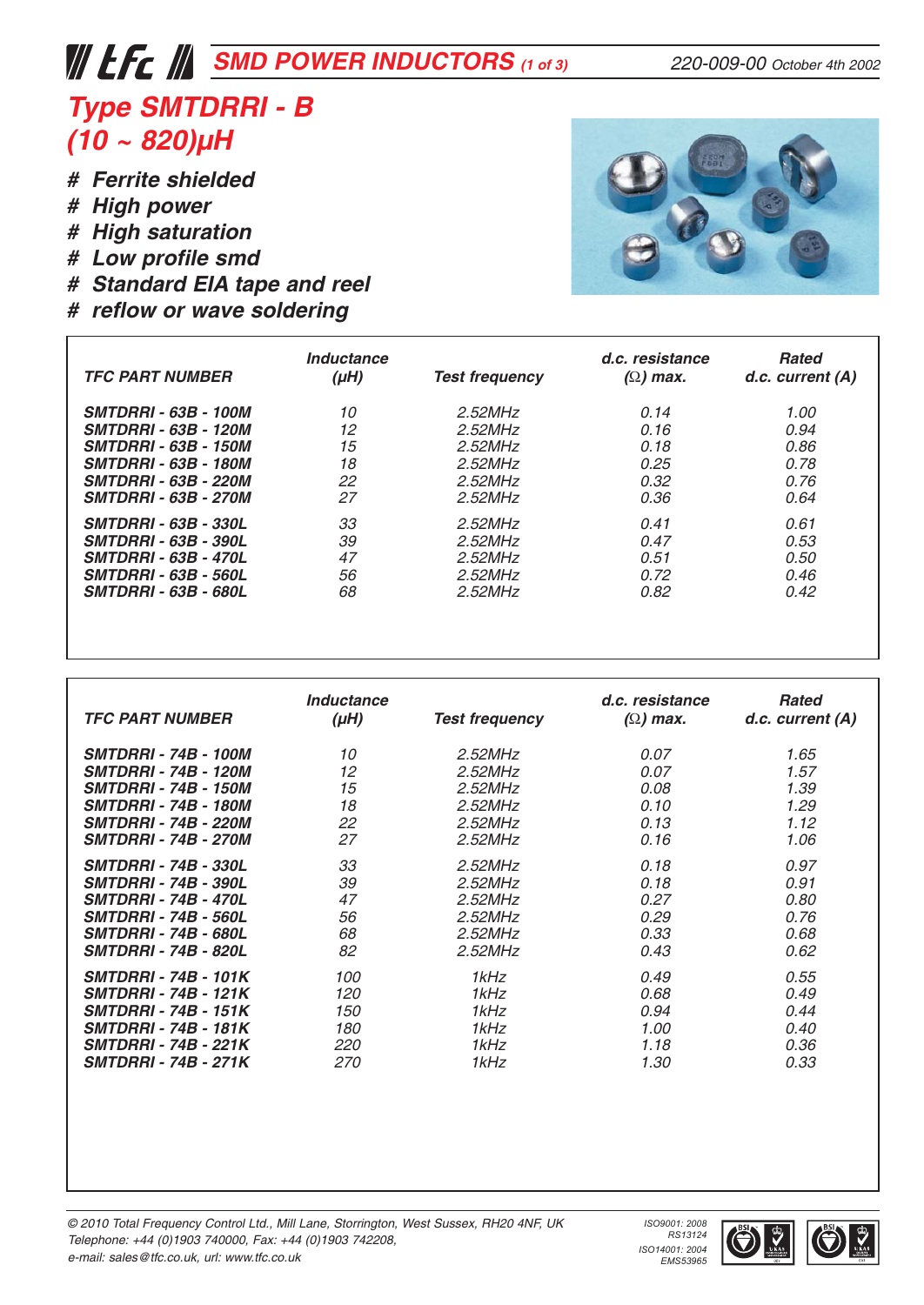# SMD POWER INDUCTORS (1 of 3)

220-009-00 October 4th 2002

## Type SMTDRRI - B
## (10 ~ 820)µH

- # Ferrite shielded
- # High power
- # High saturation
- # Low profile smd
- # Standard EIA tape and reel
- # reflow or wave soldering

| TFC PART NUMBER | Inductance (µH) | Test frequency | d.c. resistance (Ω) max. | Rated d.c. current (A) |
|---|---|---|---|---|
| SMTDRRI - 63B - 100M | 10 | 2.52MHz | 0.14 | 1.00 |
| SMTDRRI - 63B - 120M | 12 | 2.52MHz | 0.16 | 0.94 |
| SMTDRRI - 63B - 150M | 15 | 2.52MHz | 0.18 | 0.86 |
| SMTDRRI - 63B - 180M | 18 | 2.52MHz | 0.25 | 0.78 |
| SMTDRRI - 63B - 220M | 22 | 2.52MHz | 0.32 | 0.76 |
| SMTDRRI - 63B - 270M | 27 | 2.52MHz | 0.36 | 0.64 |
| SMTDRRI - 63B - 330L | 33 | 2.52MHz | 0.41 | 0.61 |
| SMTDRRI - 63B - 390L | 39 | 2.52MHz | 0.47 | 0.53 |
| SMTDRRI - 63B - 470L | 47 | 2.52MHz | 0.51 | 0.50 |
| SMTDRRI - 63B - 560L | 56 | 2.52MHz | 0.72 | 0.46 |
| SMTDRRI - 63B - 680L | 68 | 2.52MHz | 0.82 | 0.42 |

| TFC PART NUMBER | Inductance (µH) | Test frequency | d.c. resistance (Ω) max. | Rated d.c. current (A) |
|---|---|---|---|---|
| SMTDRRI - 74B - 100M | 10 | 2.52MHz | 0.07 | 1.65 |
| SMTDRRI - 74B - 120M | 12 | 2.52MHz | 0.07 | 1.57 |
| SMTDRRI - 74B - 150M | 15 | 2.52MHz | 0.08 | 1.39 |
| SMTDRRI - 74B - 180M | 18 | 2.52MHz | 0.10 | 1.29 |
| SMTDRRI - 74B - 220M | 22 | 2.52MHz | 0.13 | 1.12 |
| SMTDRRI - 74B - 270M | 27 | 2.52MHz | 0.16 | 1.06 |
| SMTDRRI - 74B - 330L | 33 | 2.52MHz | 0.18 | 0.97 |
| SMTDRRI - 74B - 390L | 39 | 2.52MHz | 0.18 | 0.91 |
| SMTDRRI - 74B - 470L | 47 | 2.52MHz | 0.27 | 0.80 |
| SMTDRRI - 74B - 560L | 56 | 2.52MHz | 0.29 | 0.76 |
| SMTDRRI - 74B - 680L | 68 | 2.52MHz | 0.33 | 0.68 |
| SMTDRRI - 74B - 820L | 82 | 2.52MHz | 0.43 | 0.62 |
| SMTDRRI - 74B - 101K | 100 | 1kHz | 0.49 | 0.55 |
| SMTDRRI - 74B - 121K | 120 | 1kHz | 0.68 | 0.49 |
| SMTDRRI - 74B - 151K | 150 | 1kHz | 0.94 | 0.44 |
| SMTDRRI - 74B - 181K | 180 | 1kHz | 1.00 | 0.40 |
| SMTDRRI - 74B - 221K | 220 | 1kHz | 1.18 | 0.36 |
| SMTDRRI - 74B - 271K | 270 | 1kHz | 1.30 | 0.33 |

© 2010 Total Frequency Control Ltd., Mill Lane, Storrington, West Sussex, RH20 4NF, UK
Telephone: +44 (0)1903 740000, Fax: +44 (0)1903 742208,
e-mail: sales@tfc.co.uk, url: www.tfc.co.uk

ISO9001: 2008 RS13124
ISO14001: 2004 EMS53965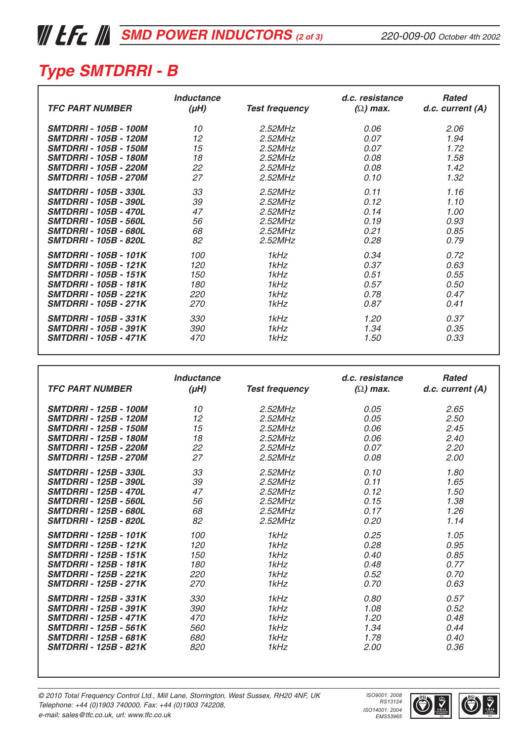# Type SMTDRRI - B

| TFC PART NUMBER | Inductance (μH) | Test frequency | d.c. resistance (Ω) max. | Rated d.c. current (A) |
|---|---|---|---|---|
| SMTDRRI - 105B - 100M | 10 | 2.52MHz | 0.06 | 2.06 |
| SMTDRRI - 105B - 120M | 12 | 2.52MHz | 0.07 | 1.94 |
| SMTDRRI - 105B - 150M | 15 | 2.52MHz | 0.07 | 1.72 |
| SMTDRRI - 105B - 180M | 18 | 2.52MHz | 0.08 | 1.58 |
| SMTDRRI - 105B - 220M | 22 | 2.52MHz | 0.08 | 1.42 |
| SMTDRRI - 105B - 270M | 27 | 2.52MHz | 0.10 | 1.32 |
| SMTDRRI - 105B - 330L | 33 | 2.52MHz | 0.11 | 1.16 |
| SMTDRRI - 105B - 390L | 39 | 2.52MHz | 0.12 | 1.10 |
| SMTDRRI - 105B - 470L | 47 | 2.52MHz | 0.14 | 1.00 |
| SMTDRRI - 105B - 560L | 56 | 2.52MHz | 0.19 | 0.93 |
| SMTDRRI - 105B - 680L | 68 | 2.52MHz | 0.21 | 0.85 |
| SMTDRRI - 105B - 820L | 82 | 2.52MHz | 0.28 | 0.79 |
| SMTDRRI - 105B - 101K | 100 | 1kHz | 0.34 | 0.72 |
| SMTDRRI - 105B - 121K | 120 | 1kHz | 0.37 | 0.63 |
| SMTDRRI - 105B - 151K | 150 | 1kHz | 0.51 | 0.55 |
| SMTDRRI - 105B - 181K | 180 | 1kHz | 0.57 | 0.50 |
| SMTDRRI - 105B - 221K | 220 | 1kHz | 0.78 | 0.47 |
| SMTDRRI - 105B - 271K | 270 | 1kHz | 0.87 | 0.41 |
| SMTDRRI - 105B - 331K | 330 | 1kHz | 1.20 | 0.37 |
| SMTDRRI - 105B - 391K | 390 | 1kHz | 1.34 | 0.35 |
| SMTDRRI - 105B - 471K | 470 | 1kHz | 1.50 | 0.33 |

| TFC PART NUMBER | Inductance (μH) | Test frequency | d.c. resistance (Ω) max. | Rated d.c. current (A) |
|---|---|---|---|---|
| SMTDRRI - 125B - 100M | 10 | 2.52MHz | 0.05 | 2.65 |
| SMTDRRI - 125B - 120M | 12 | 2.52MHz | 0.05 | 2.50 |
| SMTDRRI - 125B - 150M | 15 | 2.52MHz | 0.06 | 2.45 |
| SMTDRRI - 125B - 180M | 18 | 2.52MHz | 0.06 | 2.40 |
| SMTDRRI - 125B - 220M | 22 | 2.52MHz | 0.07 | 2.20 |
| SMTDRRI - 125B - 270M | 27 | 2.52MHz | 0.08 | 2.00 |
| SMTDRRI - 125B - 330L | 33 | 2.52MHz | 0.10 | 1.80 |
| SMTDRRI - 125B - 390L | 39 | 2.52MHz | 0.11 | 1.65 |
| SMTDRRI - 125B - 470L | 47 | 2.52MHz | 0.12 | 1.50 |
| SMTDRRI - 125B - 560L | 56 | 2.52MHz | 0.15 | 1.38 |
| SMTDRRI - 125B - 680L | 68 | 2.52MHz | 0.17 | 1.26 |
| SMTDRRI - 125B - 820L | 82 | 2.52MHz | 0.20 | 1.14 |
| SMTDRRI - 125B - 101K | 100 | 1kHz | 0.25 | 1.05 |
| SMTDRRI - 125B - 121K | 120 | 1kHz | 0.28 | 0.95 |
| SMTDRRI - 125B - 151K | 150 | 1kHz | 0.40 | 0.85 |
| SMTDRRI - 125B - 181K | 180 | 1kHz | 0.48 | 0.77 |
| SMTDRRI - 125B - 221K | 220 | 1kHz | 0.52 | 0.70 |
| SMTDRRI - 125B - 271K | 270 | 1kHz | 0.70 | 0.63 |
| SMTDRRI - 125B - 331K | 330 | 1kHz | 0.80 | 0.57 |
| SMTDRRI - 125B - 391K | 390 | 1kHz | 1.08 | 0.52 |
| SMTDRRI - 125B - 471K | 470 | 1kHz | 1.20 | 0.48 |
| SMTDRRI - 125B - 561K | 560 | 1kHz | 1.34 | 0.44 |
| SMTDRRI - 125B - 681K | 680 | 1kHz | 1.78 | 0.40 |
| SMTDRRI - 125B - 821K | 820 | 1kHz | 2.00 | 0.36 |

*© 2010 Total Frequency Control Ltd., Mill Lane, Storrington, West Sussex, RH20 4NF, UK*
*Telephone: +44 (0)1903 740000, Fax: +44 (0)1903 742208,*
*e-mail: sales@tfc.co.uk, url: www.tfc.co.uk*

*ISO9001: 2008 RS13124*
*ISO14001: 2004 EMS53965*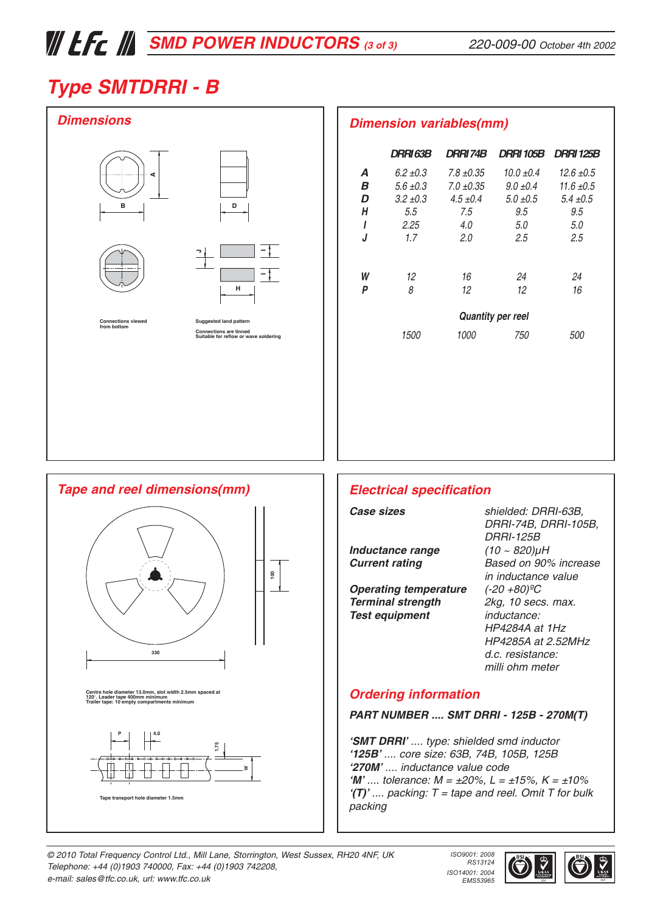# Type SMTDRRI - B

## Dimensions

A

B

D

J

H

Connections viewed from bottom

Suggested land pattern

Connections are tinned
Suitable for reflow or wave soldering

## Dimension variables(mm)

| | DRRI 63B | DRRI 74B | DRRI 105B | DRRI 125B |
|---|---|---|---|---|
| A | 6.2 ±0.3 | 7.8 ±0.35 | 10.0 ±0.4 | 12.6 ±0.5 |
| B | 5.6 ±0.3 | 7.0 ±0.35 | 9.0 ±0.4 | 11.6 ±0.5 |
| D | 3.2 ±0.3 | 4.5 ±0.4 | 5.0 ±0.5 | 5.4 ±0.5 |
| H | 5.5 | 7.5 | 9.5 | 9.5 |
| I | 2.25 | 4.0 | 5.0 | 5.0 |
| J | 1.7 | 2.0 | 2.5 | 2.5 |
| W | 12 | 16 | 24 | 24 |
| P | 8 | 12 | 12 | 16 |
| Quantity per reel | 1500 | 1000 | 750 | 500 |

## Tape and reel dimensions(mm)

100

330

Centre hole diameter 13.0mm, slot width 2.5mm spaced at 120°. Leader tape 400mm minimum
Trailer tape: 10 empty compartments minimum

P

4.0

1.75

W

Tape transport hole diameter 1.5mm

## Electrical specification

| | |
|---|---|
| **Case sizes** | shielded: DRRI-63B, DRRI-74B, DRRI-105B, DRRI-125B |
| **Inductance range** | (10 ~ 820)µH |
| **Current rating** | Based on 90% increase in inductance value |
| **Operating temperature** | (-20 +80)ºC |
| **Terminal strength** | 2kg, 10 secs. max. |
| **Test equipment** | inductance: HP4284A at 1Hz HP4285A at 2.52MHz d.c. resistance: milli ohm meter |

## Ordering information

**PART NUMBER .... SMT DRRI - 125B - 270M(T)**

**'SMT DRRI'** .... type: shielded smd inductor
**'125B'** .... core size: 63B, 74B, 105B, 125B
**'270M'** .... inductance value code
**'M'** .... tolerance: M = ±20%, L = ±15%, K = ±10%
**'(T)'** .... packing: T = tape and reel. Omit T for bulk packing

© 2010 Total Frequency Control Ltd., Mill Lane, Storrington, West Sussex, RH20 4NF, UK
Telephone: +44 (0)1903 740000, Fax: +44 (0)1903 742208,
e-mail: sales@tfc.co.uk, url: www.tfc.co.uk

ISO9001: 2008 RS13124
ISO14001: 2004 EMS53965